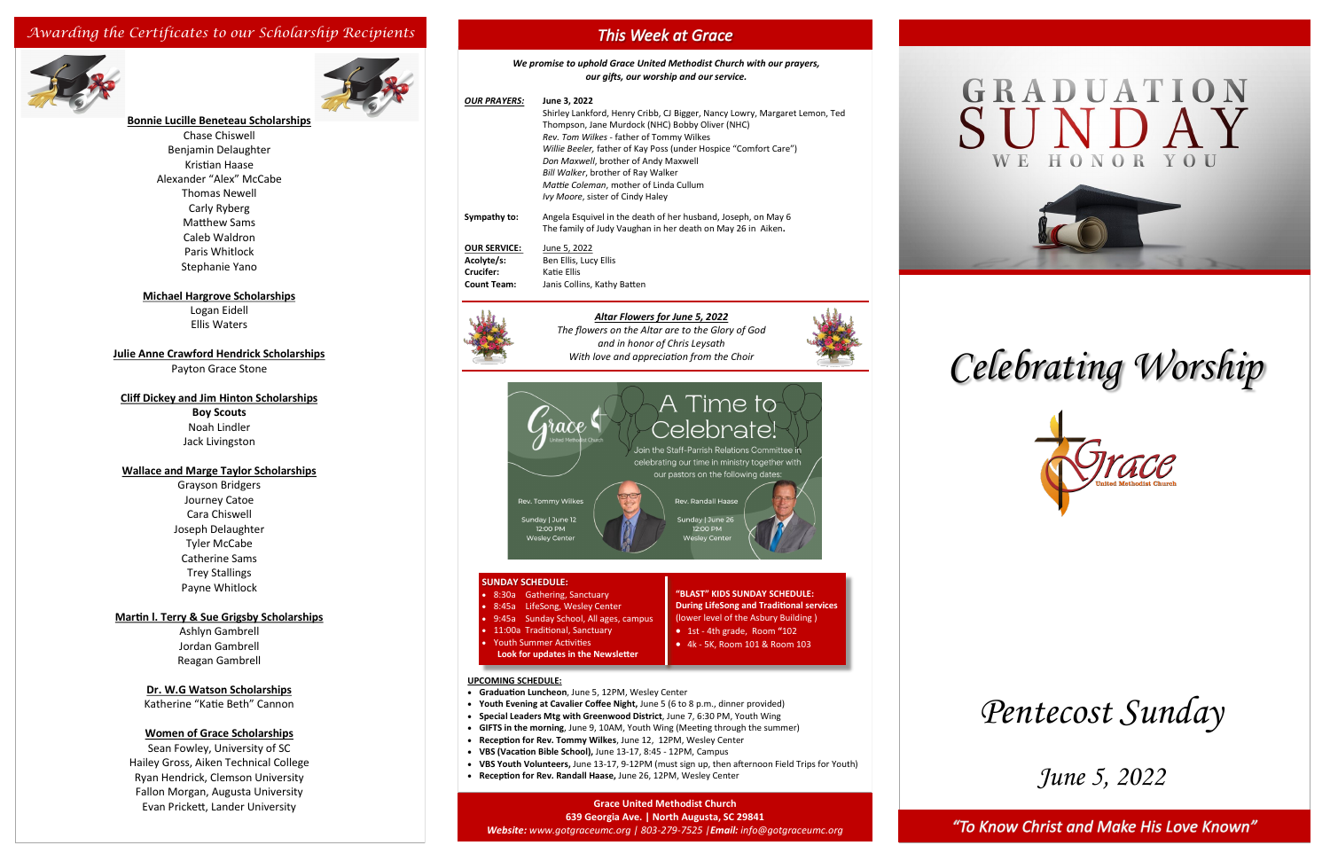## *Awarding the Certificates to our Scholarship Recipients*

**Bonnie Lucille Beneteau Scholarships**

Chase Chiswell
Benjamin Delaughter
Kristian Haase
Alexander "Alex" McCabe
Thomas Newell
Carly Ryberg
Matthew Sams
Caleb Waldron
Paris Whitlock
Stephanie Yano

**Michael Hargrove Scholarships**

Logan Eidell
Ellis Waters

**Julie Anne Crawford Hendrick Scholarships**

Payton Grace Stone

**Cliff Dickey and Jim Hinton Scholarships**

**Boy Scouts**
Noah Lindler
Jack Livingston

**Wallace and Marge Taylor Scholarships**

Grayson Bridgers
Journey Catoe
Cara Chiswell
Joseph Delaughter
Tyler McCabe
Catherine Sams
Trey Stallings
Payne Whitlock

**Martin I. Terry & Sue Grigsby Scholarships**

Ashlyn Gambrell
Jordan Gambrell
Reagan Gambrell

**Dr. W.G Watson Scholarships**

Katherine "Katie Beth" Cannon

**Women of Grace Scholarships**

Sean Fowley, University of SC
Hailey Gross, Aiken Technical College
Ryan Hendrick, Clemson University
Fallon Morgan, Augusta University
Evan Prickett, Lander University

## *This Week at Grace*

***We promise to uphold Grace United Methodist Church with our prayers, our gifts, our worship and our service.***

***OUR PRAYERS:*** **June 3, 2022**
Shirley Lankford, Henry Cribb, CJ Bigger, Nancy Lowry, Margaret Lemon, Ted Thompson, Jane Murdock (NHC) Bobby Oliver (NHC)
*Rev. Tom Wilkes* - father of Tommy Wilkes
*Willie Beeler*, father of Kay Poss (under Hospice "Comfort Care")
*Don Maxwell*, brother of Andy Maxwell
*Bill Walker*, brother of Ray Walker
*Mattie Coleman*, mother of Linda Cullum
*Ivy Moore*, sister of Cindy Haley

**Sympathy to:** Angela Esquivel in the death of her husband, Joseph, on May 6
The family of Judy Vaughan in her death on May 26 in Aiken.

**OUR SERVICE:** June 5, 2022
**Acolyte/s:** Ben Ellis, Lucy Ellis
**Crucifer:** Katie Ellis
**Count Team:** Janis Collins, Kathy Batten

***Altar Flowers for June 5, 2022***
*The flowers on the Altar are to the Glory of God and in honor of Chris Leysath*
*With love and appreciation from the Choir*

**A Time to Celebrate!**
Join the Staff-Parrish Relations Committee in celebrating our time in ministry together with our pastors on the following dates:

Rev. Tommy Wilkes — Sunday | June 12, 12:00 PM, Wesley Center
Rev. Randall Haase — Sunday | June 26, 12:00 PM, Wesley Center

**SUNDAY SCHEDULE:**
- 8:30a Gathering, Sanctuary
- 8:45a LifeSong, Wesley Center
- 9:45a Sunday School, All ages, campus
- 11:00a Traditional, Sanctuary
- Youth Summer Activities
  **Look for updates in the Newsletter**

**"BLAST" KIDS SUNDAY SCHEDULE:**
**During LifeSong and Traditional services**
(lower level of the Asbury Building )
- 1st - 4th grade, Room "102
- 4k - 5K, Room 101 & Room 103

**UPCOMING SCHEDULE:**
- **Graduation Luncheon**, June 5, 12PM, Wesley Center
- **Youth Evening at Cavalier Coffee Night,** June 5 (6 to 8 p.m., dinner provided)
- **Special Leaders Mtg with Greenwood District**, June 7, 6:30 PM, Youth Wing
- **GIFTS in the morning**, June 9, 10AM, Youth Wing (Meeting through the summer)
- **Reception for Rev. Tommy Wilkes**, June 12, 12PM, Wesley Center
- **VBS (Vacation Bible School),** June 13-17, 8:45 - 12PM, Campus
- **VBS Youth Volunteers,** June 13-17, 9-12PM (must sign up, then afternoon Field Trips for Youth)
- **Reception for Rev. Randall Haase,** June 26, 12PM, Wesley Center

**Grace United Methodist Church**
**639 Georgia Ave. | North Augusta, SC 29841**
***Website:*** *www.gotgraceumc.org | 803-279-7525 |**Email:** info@gotgraceumc.org*

# GRADUATION SUNDAY
WE HONOR YOU

# *Celebrating Worship*

Grace United Methodist Church

## *Pentecost Sunday*

*June 5, 2022*

*"To Know Christ and Make His Love Known"*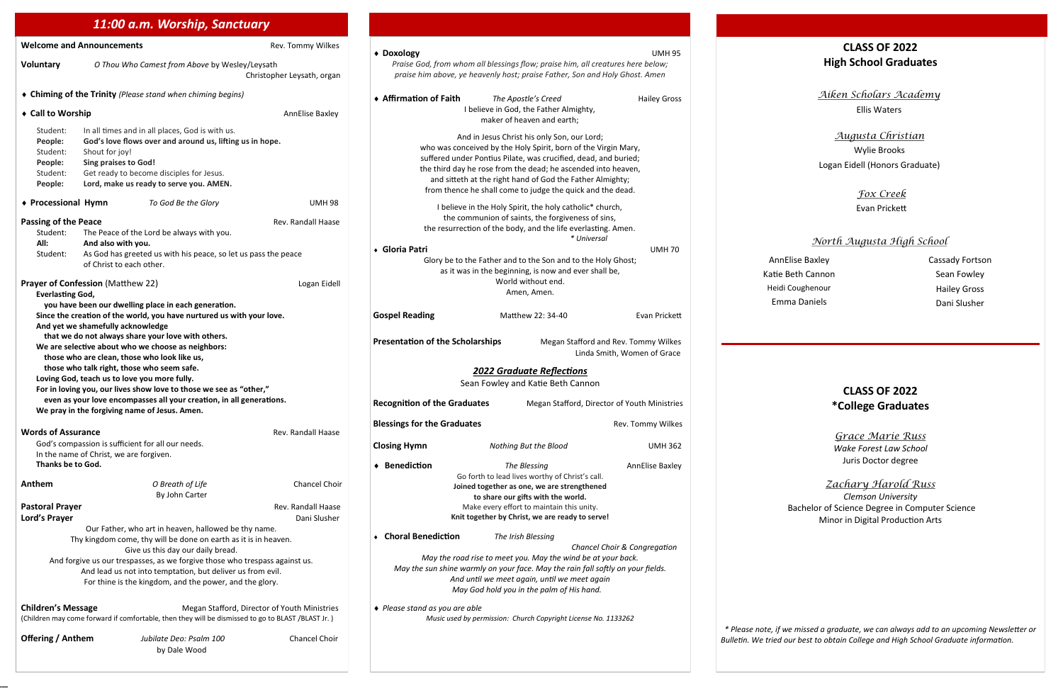# 11:00 a.m. Worship, Sanctuary

**Welcome and Announcements** — Rev. Tommy Wilkes

**Voluntary** — *O Thou Who Camest from Above* by Wesley/Leysath — Christopher Leysath, organ

♦ **Chiming of the Trinity** *(Please stand when chiming begins)*

♦ **Call to Worship** — AnnElise Baxley

Student: In all times and in all places, God is with us.
**People: God's love flows over and around us, lifting us in hope.**
Student: Shout for joy!
**People: Sing praises to God!**
Student: Get ready to become disciples for Jesus.
**People: Lord, make us ready to serve you. AMEN.**

♦ **Processional Hymn** — *To God Be the Glory* — UMH 98

**Passing of the Peace** — Rev. Randall Haase

Student: The Peace of the Lord be always with you.
**All: And also with you.**
Student: As God has greeted us with his peace, so let us pass the peace of Christ to each other.

**Prayer of Confession** (Matthew 22) — Logan Eidell

**Everlasting God,**
**you have been our dwelling place in each generation.**
**Since the creation of the world, you have nurtured us with your love.**
**And yet we shamefully acknowledge**
**that we do not always share your love with others.**
**We are selective about who we choose as neighbors:**
**those who are clean, those who look like us,**
**those who talk right, those who seem safe.**
**Loving God, teach us to love you more fully.**
**For in loving you, our lives show love to those we see as "other,"**
**even as your love encompasses all your creation, in all generations.**
**We pray in the forgiving name of Jesus. Amen.**

**Words of Assurance** — Rev. Randall Haase

God's compassion is sufficient for all our needs.
In the name of Christ, we are forgiven.
**Thanks be to God.**

**Anthem** — *O Breath of Life* By John Carter — Chancel Choir

**Pastoral Prayer** — Rev. Randall Haase

**Lord's Prayer** — Dani Slusher

Our Father, who art in heaven, hallowed be thy name.
Thy kingdom come, thy will be done on earth as it is in heaven.
Give us this day our daily bread.
And forgive us our trespasses, as we forgive those who trespass against us.
And lead us not into temptation, but deliver us from evil.
For thine is the kingdom, and the power, and the glory.

**Children's Message** — Megan Stafford, Director of Youth Ministries
(Children may come forward if comfortable, then they will be dismissed to go to BLAST /BLAST Jr. )

**Offering / Anthem** — *Jubilate Deo: Psalm 100* by Dale Wood — Chancel Choir

♦ **Doxology** — UMH 95

*Praise God, from whom all blessings flow; praise him, all creatures here below; praise him above, ye heavenly host; praise Father, Son and Holy Ghost. Amen*

♦ **Affirmation of Faith** — *The Apostle's Creed* — Hailey Gross

I believe in God, the Father Almighty,
maker of heaven and earth;

And in Jesus Christ his only Son, our Lord;
who was conceived by the Holy Spirit, born of the Virgin Mary,
suffered under Pontius Pilate, was crucified, dead, and buried;
the third day he rose from the dead; he ascended into heaven,
and sitteth at the right hand of God the Father Almighty;
from thence he shall come to judge the quick and the dead.

I believe in the Holy Spirit, the holy catholic* church,
the communion of saints, the forgiveness of sins,
the resurrection of the body, and the life everlasting. Amen.
*\* Universal*

♦ **Gloria Patri** — UMH 70

Glory be to the Father and to the Son and to the Holy Ghost;
as it was in the beginning, is now and ever shall be,
World without end.
Amen, Amen.

**Gospel Reading** — Matthew 22: 34-40 — Evan Prickett

**Presentation of the Scholarships** — Megan Stafford and Rev. Tommy Wilkes; Linda Smith, Women of Grace

***2022 Graduate Reflections***
Sean Fowley and Katie Beth Cannon

**Recognition of the Graduates** — Megan Stafford, Director of Youth Ministries

**Blessings for the Graduates** — Rev. Tommy Wilkes

**Closing Hymn** — *Nothing But the Blood* — UMH 362

♦ **Benediction** — *The Blessing* — AnnElise Baxley

Go forth to lead lives worthy of Christ's call.
**Joined together as one, we are strengthened**
**to share our gifts with the world.**
Make every effort to maintain this unity.
**Knit together by Christ, we are ready to serve!**

♦ **Choral Benediction** — *The Irish Blessing* — *Chancel Choir & Congregation*

*May the road rise to meet you. May the wind be at your back.*
*May the sun shine warmly on your face. May the rain fall softly on your fields.*
*And until we meet again, until we meet again*
*May God hold you in the palm of His hand.*

♦ *Please stand as you are able*

*Music used by permission: Church Copyright License No. 1133262*

## CLASS OF 2022
## High School Graduates

***Aiken Scholars Academy***
Ellis Waters

***Augusta Christian***
Wylie Brooks
Logan Eidell (Honors Graduate)

***Fox Creek***
Evan Prickett

***North Augusta High School***
AnnElise Baxley
Katie Beth Cannon
Heidi Coughenour
Emma Daniels
Cassady Fortson
Sean Fowley
Hailey Gross
Dani Slusher

## CLASS OF 2022
## *College Graduates

***Grace Marie Russ***
*Wake Forest Law School*
Juris Doctor degree

***Zachary Harold Russ***
*Clemson University*
Bachelor of Science Degree in Computer Science
Minor in Digital Production Arts

*\* Please note, if we missed a graduate, we can always add to an upcoming Newsletter or Bulletin. We tried our best to obtain College and High School Graduate information.*